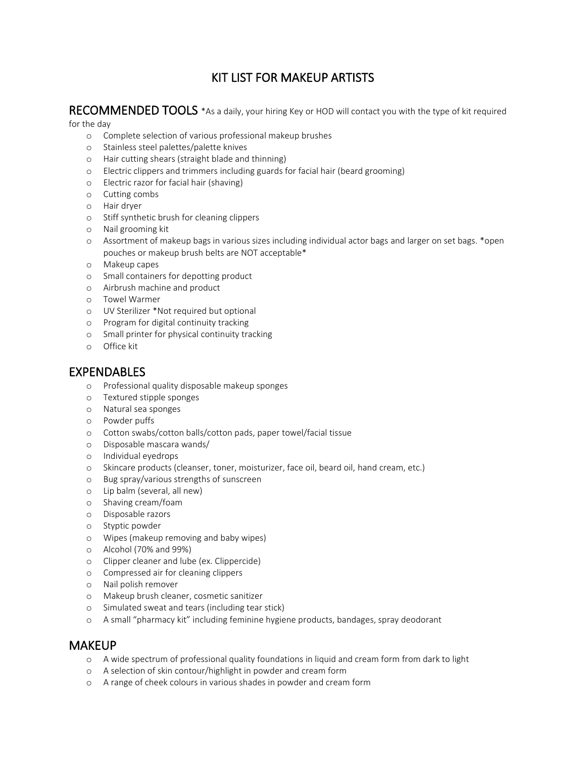# KIT LIST FOR MAKEUP ARTISTS

## RECOMMENDED TOOLS

*As a daily, your hiring Key or HOD will contact you with the type of kit required for the day

- Complete selection of various professional makeup brushes
- Stainless steel palettes/palette knives
- Hair cutting shears (straight blade and thinning)
- Electric clippers and trimmers including guards for facial hair (beard grooming)
- Electric razor for facial hair (shaving)
- Cutting combs
- Hair dryer
- Stiff synthetic brush for cleaning clippers
- Nail grooming kit
- Assortment of makeup bags in various sizes including individual actor bags and larger on set bags. *open pouches or makeup brush belts are NOT acceptable*
- Makeup capes
- Small containers for depotting product
- Airbrush machine and product
- Towel Warmer
- UV Sterilizer *Not required but optional
- Program for digital continuity tracking
- Small printer for physical continuity tracking
- Office kit

## EXPENDABLES

- Professional quality disposable makeup sponges
- Textured stipple sponges
- Natural sea sponges
- Powder puffs
- Cotton swabs/cotton balls/cotton pads, paper towel/facial tissue
- Disposable mascara wands/
- Individual eyedrops
- Skincare products (cleanser, toner, moisturizer, face oil, beard oil, hand cream, etc.)
- Bug spray/various strengths of sunscreen
- Lip balm (several, all new)
- Shaving cream/foam
- Disposable razors
- Styptic powder
- Wipes (makeup removing and baby wipes)
- Alcohol (70% and 99%)
- Clipper cleaner and lube (ex. Clippercide)
- Compressed air for cleaning clippers
- Nail polish remover
- Makeup brush cleaner, cosmetic sanitizer
- Simulated sweat and tears (including tear stick)
- A small "pharmacy kit" including feminine hygiene products, bandages, spray deodorant

## MAKEUP

- A wide spectrum of professional quality foundations in liquid and cream form from dark to light
- A selection of skin contour/highlight in powder and cream form
- A range of cheek colours in various shades in powder and cream form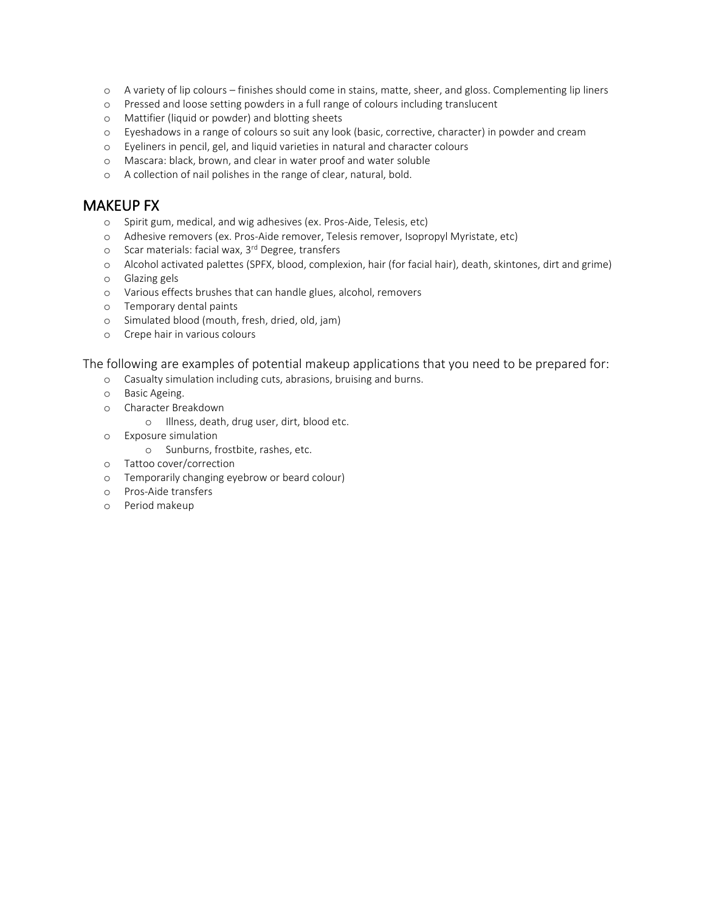- A variety of lip colours – finishes should come in stains, matte, sheer, and gloss. Complementing lip liners
- Pressed and loose setting powders in a full range of colours including translucent
- Mattifier (liquid or powder) and blotting sheets
- Eyeshadows in a range of colours so suit any look (basic, corrective, character) in powder and cream
- Eyeliners in pencil, gel, and liquid varieties in natural and character colours
- Mascara: black, brown, and clear in water proof and water soluble
- A collection of nail polishes in the range of clear, natural, bold.

## MAKEUP FX

- Spirit gum, medical, and wig adhesives (ex. Pros-Aide, Telesis, etc)
- Adhesive removers (ex. Pros-Aide remover, Telesis remover, Isopropyl Myristate, etc)
- Scar materials: facial wax, 3rd Degree, transfers
- Alcohol activated palettes (SPFX, blood, complexion, hair (for facial hair), death, skintones, dirt and grime)
- Glazing gels
- Various effects brushes that can handle glues, alcohol, removers
- Temporary dental paints
- Simulated blood (mouth, fresh, dried, old, jam)
- Crepe hair in various colours

The following are examples of potential makeup applications that you need to be prepared for:

- Casualty simulation including cuts, abrasions, bruising and burns.
- Basic Ageing.
- Character Breakdown
  - Illness, death, drug user, dirt, blood etc.
- Exposure simulation
  - Sunburns, frostbite, rashes, etc.
- Tattoo cover/correction
- Temporarily changing eyebrow or beard colour)
- Pros-Aide transfers
- Period makeup